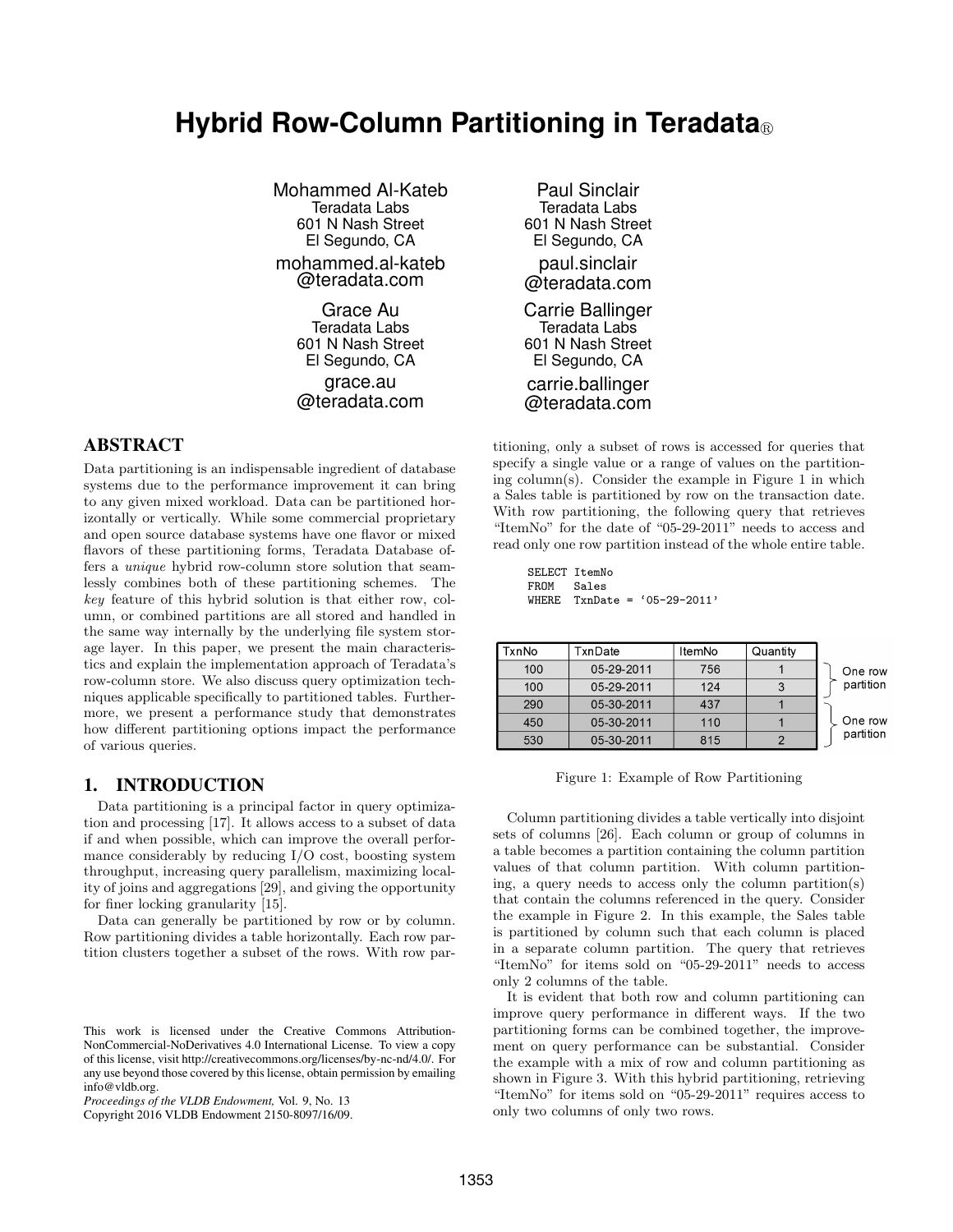# Hybrid Row-Column Partitioning in Teradata®

Mohammed Al-Kateb
Teradata Labs
601 N Nash Street
El Segundo, CA
mohammed.al-kateb@teradata.com

Paul Sinclair
Teradata Labs
601 N Nash Street
El Segundo, CA
paul.sinclair@teradata.com

Grace Au
Teradata Labs
601 N Nash Street
El Segundo, CA
grace.au@teradata.com

Carrie Ballinger
Teradata Labs
601 N Nash Street
El Segundo, CA
carrie.ballinger@teradata.com

## ABSTRACT

Data partitioning is an indispensable ingredient of database systems due to the performance improvement it can bring to any given mixed workload. Data can be partitioned horizontally or vertically. While some commercial proprietary and open source database systems have one flavor or mixed flavors of these partitioning forms, Teradata Database offers a *unique* hybrid row-column store solution that seamlessly combines both of these partitioning schemes. The *key* feature of this hybrid solution is that either row, column, or combined partitions are all stored and handled in the same way internally by the underlying file system storage layer. In this paper, we present the main characteristics and explain the implementation approach of Teradata's row-column store. We also discuss query optimization techniques applicable specifically to partitioned tables. Furthermore, we present a performance study that demonstrates how different partitioning options impact the performance of various queries.

## 1. INTRODUCTION

Data partitioning is a principal factor in query optimization and processing [17]. It allows access to a subset of data if and when possible, which can improve the overall performance considerably by reducing I/O cost, boosting system throughput, increasing query parallelism, maximizing locality of joins and aggregations [29], and giving the opportunity for finer locking granularity [15].

Data can generally be partitioned by row or by column. Row partitioning divides a table horizontally. Each row partition clusters together a subset of the rows. With row partitioning, only a subset of rows is accessed for queries that specify a single value or a range of values on the partitioning column(s). Consider the example in Figure 1 in which a Sales table is partitioned by row on the transaction date. With row partitioning, the following query that retrieves "ItemNo" for the date of "05-29-2011" needs to access and read only one row partition instead of the whole entire table.

```
SELECT ItemNo
FROM   Sales
WHERE  TxnDate = '05-29-2011'
```

| TxnNo | TxnDate | ItemNo | Quantity | |
|---|---|---|---|---|
| 100 | 05-29-2011 | 756 | 1 | One row partition |
| 100 | 05-29-2011 | 124 | 3 | |
| 290 | 05-30-2011 | 437 | 1 | One row partition |
| 450 | 05-30-2011 | 110 | 1 | |
| 530 | 05-30-2011 | 815 | 2 | |

Figure 1: Example of Row Partitioning

Column partitioning divides a table vertically into disjoint sets of columns [26]. Each column or group of columns in a table becomes a partition containing the column partition values of that column partition. With column partitioning, a query needs to access only the column partition(s) that contain the columns referenced in the query. Consider the example in Figure 2. In this example, the Sales table is partitioned by column such that each column is placed in a separate column partition. The query that retrieves "ItemNo" for items sold on "05-29-2011" needs to access only 2 columns of the table.

It is evident that both row and column partitioning can improve query performance in different ways. If the two partitioning forms can be combined together, the improvement on query performance can be substantial. Consider the example with a mix of row and column partitioning as shown in Figure 3. With this hybrid partitioning, retrieving "ItemNo" for items sold on "05-29-2011" requires access to only two columns of only two rows.

This work is licensed under the Creative Commons Attribution-NonCommercial-NoDerivatives 4.0 International License. To view a copy of this license, visit http://creativecommons.org/licenses/by-nc-nd/4.0/. For any use beyond those covered by this license, obtain permission by emailing info@vldb.org.
*Proceedings of the VLDB Endowment,* Vol. 9, No. 13
Copyright 2016 VLDB Endowment 2150-8097/16/09.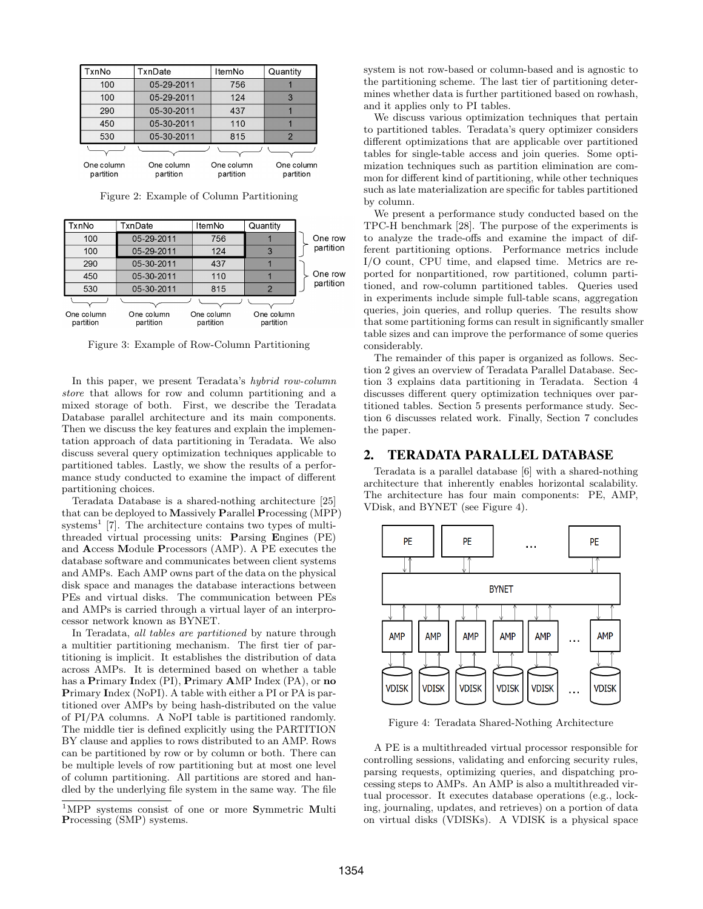| TxnNo | TxnDate | ItemNo | Quantity |
| --- | --- | --- | --- |
| 100 | 05-29-2011 | 756 | 1 |
| 100 | 05-29-2011 | 124 | 3 |
| 290 | 05-30-2011 | 437 | 1 |
| 450 | 05-30-2011 | 110 | 1 |
| 530 | 05-30-2011 | 815 | 2 |
| One column partition | One column partition | One column partition | One column partition |

Figure 2: Example of Column Partitioning

| TxnNo | TxnDate | ItemNo | Quantity | |
| --- | --- | --- | --- | --- |
| 100 | 05-29-2011 | 756 | 1 | One row partition |
| 100 | 05-29-2011 | 124 | 3 | |
| 290 | 05-30-2011 | 437 | 1 | One row partition |
| 450 | 05-30-2011 | 110 | 1 | |
| 530 | 05-30-2011 | 815 | 2 | |
| One column partition | One column partition | One column partition | One column partition | |

Figure 3: Example of Row-Column Partitioning

In this paper, we present Teradata's *hybrid row-column store* that allows for row and column partitioning and a mixed storage of both. First, we describe the Teradata Database parallel architecture and its main components. Then we discuss the key features and explain the implementation approach of data partitioning in Teradata. We also discuss several query optimization techniques applicable to partitioned tables. Lastly, we show the results of a performance study conducted to examine the impact of different partitioning choices.

Teradata Database is a shared-nothing architecture [25] that can be deployed to **M**assively **P**arallel **P**rocessing (MPP) systems[1] [7]. The architecture contains two types of multi-threaded virtual processing units: **P**arsing **E**ngines (PE) and **A**ccess **M**odule **P**rocessors (AMP). A PE executes the database software and communicates between client systems and AMPs. Each AMP owns part of the data on the physical disk space and manages the database interactions between PEs and virtual disks. The communication between PEs and AMPs is carried through a virtual layer of an interprocessor network known as BYNET.

In Teradata, *all tables are partitioned* by nature through a multitier partitioning mechanism. The first tier of partitioning is implicit. It establishes the distribution of data across AMPs. It is determined based on whether a table has a **P**rimary **I**ndex (PI), **P**rimary **A**MP Index (PA), or **no P**rimary **I**ndex (NoPI). A table with either a PI or PA is partitioned over AMPs by being hash-distributed on the value of PI/PA columns. A NoPI table is partitioned randomly. The middle tier is defined explicitly using the PARTITION BY clause and applies to rows distributed to an AMP. Rows can be partitioned by row or by column or both. There can be multiple levels of row partitioning but at most one level of column partitioning. All partitions are stored and handled by the underlying file system in the same way. The file system is not row-based or column-based and is agnostic to the partitioning scheme. The last tier of partitioning determines whether data is further partitioned based on rowhash, and it applies only to PI tables.

[1] MPP systems consist of one or more **S**ymmetric **M**ulti **P**rocessing (SMP) systems.

We discuss various optimization techniques that pertain to partitioned tables. Teradata's query optimizer considers different optimizations that are applicable over partitioned tables for single-table access and join queries. Some optimization techniques such as partition elimination are common for different kind of partitioning, while other techniques such as late materialization are specific for tables partitioned by column.

We present a performance study conducted based on the TPC-H benchmark [28]. The purpose of the experiments is to analyze the trade-offs and examine the impact of different partitioning options. Performance metrics include I/O count, CPU time, and elapsed time. Metrics are reported for nonpartitioned, row partitioned, column partitioned, and row-column partitioned tables. Queries used in experiments include simple full-table scans, aggregation queries, join queries, and rollup queries. The results show that some partitioning forms can result in significantly smaller table sizes and can improve the performance of some queries considerably.

The remainder of this paper is organized as follows. Section 2 gives an overview of Teradata Parallel Database. Section 3 explains data partitioning in Teradata. Section 4 discusses different query optimization techniques over partitioned tables. Section 5 presents performance study. Section 6 discusses related work. Finally, Section 7 concludes the paper.

## 2. TERADATA PARALLEL DATABASE

Teradata is a parallel database [6] with a shared-nothing architecture that inherently enables horizontal scalability. The architecture has four main components: PE, AMP, VDisk, and BYNET (see Figure 4).

Figure 4: Teradata Shared-Nothing Architecture

A PE is a multithreaded virtual processor responsible for controlling sessions, validating and enforcing security rules, parsing requests, optimizing queries, and dispatching processing steps to AMPs. An AMP is also a multithreaded virtual processor. It executes database operations (e.g., locking, journaling, updates, and retrieves) on a portion of data on virtual disks (VDISKs). A VDISK is a physical space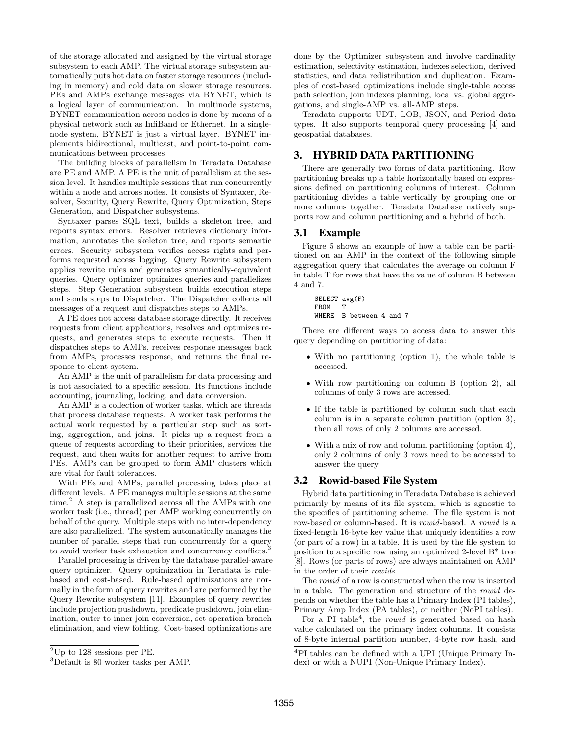of the storage allocated and assigned by the virtual storage subsystem to each AMP. The virtual storage subsystem automatically puts hot data on faster storage resources (including in memory) and cold data on slower storage resources. PEs and AMPs exchange messages via BYNET, which is a logical layer of communication. In multinode systems, BYNET communication across nodes is done by means of a physical network such as InfiBand or Ethernet. In a single-node system, BYNET is just a virtual layer. BYNET implements bidirectional, multicast, and point-to-point communications between processes.

The building blocks of parallelism in Teradata Database are PE and AMP. A PE is the unit of parallelism at the session level. It handles multiple sessions that run concurrently within a node and across nodes. It consists of Syntaxer, Resolver, Security, Query Rewrite, Query Optimization, Steps Generation, and Dispatcher subsystems.

Syntaxer parses SQL text, builds a skeleton tree, and reports syntax errors. Resolver retrieves dictionary information, annotates the skeleton tree, and reports semantic errors. Security subsystem verifies access rights and performs requested access logging. Query Rewrite subsystem applies rewrite rules and generates semantically-equivalent queries. Query optimizer optimizes queries and parallelizes steps. Step Generation subsystem builds execution steps and sends steps to Dispatcher. The Dispatcher collects all messages of a request and dispatches steps to AMPs.

A PE does not access database storage directly. It receives requests from client applications, resolves and optimizes requests, and generates steps to execute requests. Then it dispatches steps to AMPs, receives response messages back from AMPs, processes response, and returns the final response to client system.

An AMP is the unit of parallelism for data processing and is not associated to a specific session. Its functions include accounting, journaling, locking, and data conversion.

An AMP is a collection of worker tasks, which are threads that process database requests. A worker task performs the actual work requested by a particular step such as sorting, aggregation, and joins. It picks up a request from a queue of requests according to their priorities, services the request, and then waits for another request to arrive from PEs. AMPs can be grouped to form AMP clusters which are vital for fault tolerances.

With PEs and AMPs, parallel processing takes place at different levels. A PE manages multiple sessions at the same time.[2] A step is parallelized across all the AMPs with one worker task (i.e., thread) per AMP working concurrently on behalf of the query. Multiple steps with no inter-dependency are also parallelized. The system automatically manages the number of parallel steps that run concurrently for a query to avoid worker task exhaustion and concurrency conflicts.[3]

Parallel processing is driven by the database parallel-aware query optimizer. Query optimization in Teradata is rule-based and cost-based. Rule-based optimizations are normally in the form of query rewrites and are performed by the Query Rewrite subsystem [11]. Examples of query rewrites include projection pushdown, predicate pushdown, join elimination, outer-to-inner join conversion, set operation branch elimination, and view folding. Cost-based optimizations are done by the Optimizer subsystem and involve cardinality estimation, selectivity estimation, indexes selection, derived statistics, and data redistribution and duplication. Examples of cost-based optimizations include single-table access path selection, join indexes planning, local vs. global aggregations, and single-AMP vs. all-AMP steps.

Teradata supports UDT, LOB, JSON, and Period data types. It also supports temporal query processing [4] and geospatial databases.

[2] Up to 128 sessions per PE.

[3] Default is 80 worker tasks per AMP.

## 3. HYBRID DATA PARTITIONING

There are generally two forms of data partitioning. Row partitioning breaks up a table horizontally based on expressions defined on partitioning columns of interest. Column partitioning divides a table vertically by grouping one or more columns together. Teradata Database natively supports row and column partitioning and a hybrid of both.

### 3.1 Example

Figure 5 shows an example of how a table can be partitioned on an AMP in the context of the following simple aggregation query that calculates the average on column F in table T for rows that have the value of column B between 4 and 7.

```
SELECT avg(F)
FROM   T
WHERE  B between 4 and 7
```

There are different ways to access data to answer this query depending on partitioning of data:

- With no partitioning (option 1), the whole table is accessed.
- With row partitioning on column B (option 2), all columns of only 3 rows are accessed.
- If the table is partitioned by column such that each column is in a separate column partition (option 3), then all rows of only 2 columns are accessed.
- With a mix of row and column partitioning (option 4), only 2 columns of only 3 rows need to be accessed to answer the query.

### 3.2 Rowid-based File System

Hybrid data partitioning in Teradata Database is achieved primarily by means of its file system, which is agnostic to the specifics of partitioning scheme. The file system is not row-based or column-based. It is *rowid*-based. A *rowid* is a fixed-length 16-byte key value that uniquely identifies a row (or part of a row) in a table. It is used by the file system to position to a specific row using an optimized 2-level B* tree [8]. Rows (or parts of rows) are always maintained on AMP in the order of their *rowids*.

The *rowid* of a row is constructed when the row is inserted in a table. The generation and structure of the *rowid* depends on whether the table has a Primary Index (PI tables), Primary Amp Index (PA tables), or neither (NoPI tables).

For a PI table[4], the *rowid* is generated based on hash value calculated on the primary index columns. It consists of 8-byte internal partition number, 4-byte row hash, and

[4] PI tables can be defined with a UPI (Unique Primary Index) or with a NUPI (Non-Unique Primary Index).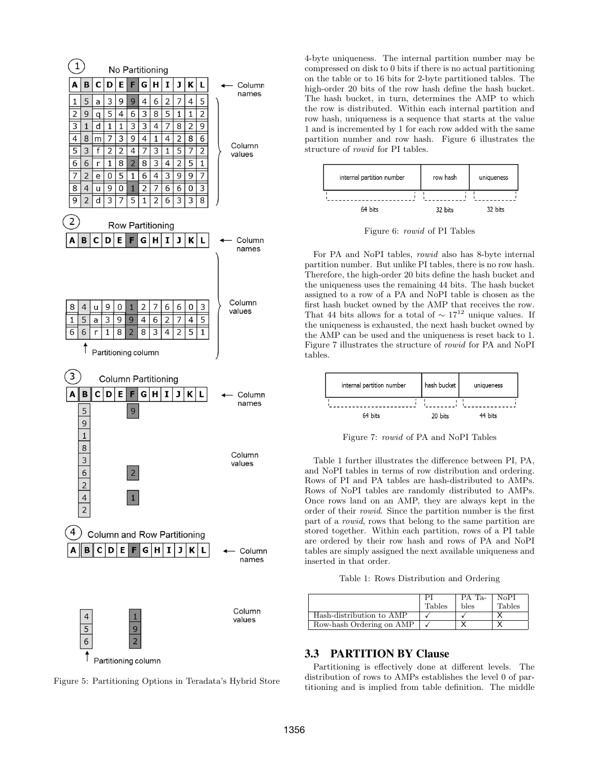Figure 5: Partitioning Options in Teradata's Hybrid Store

4-byte uniqueness. The internal partition number may be compressed on disk to 0 bits if there is no actual partitioning on the table or to 16 bits for 2-byte partitioned tables. The high-order 20 bits of the row hash define the hash bucket. The hash bucket, in turn, determines the AMP to which the row is distributed. Within each internal partition and row hash, uniqueness is a sequence that starts at the value 1 and is incremented by 1 for each row added with the same partition number and row hash. Figure 6 illustrates the structure of *rowid* for PI tables.

| internal partition number | row hash | uniqueness |
|---|---|---|
| 64 bits | 32 bits | 32 bits |

Figure 6: *rowid* of PI Tables

For PA and NoPI tables, *rowid* also has 8-byte internal partition number. But unlike PI tables, there is no row hash. Therefore, the high-order 20 bits define the hash bucket and the uniqueness uses the remaining 44 bits. The hash bucket assigned to a row of a PA and NoPI table is chosen as the first hash bucket owned by the AMP that receives the row. That 44 bits allows for a total of $\sim 17^{12}$ unique values. If the uniqueness is exhausted, the next hash bucket owned by the AMP can be used and the uniqueness is reset back to 1. Figure 7 illustrates the structure of *rowid* for PA and NoPI tables.

| internal partition number | hash bucket | uniqueness |
|---|---|---|
| 64 bits | 20 bits | 44 bits |

Figure 7: *rowid* of PA and NoPI Tables

Table 1 further illustrates the difference between PI, PA, and NoPI tables in terms of row distribution and ordering. Rows of PI and PA tables are hash-distributed to AMPs. Rows of NoPI tables are randomly distributed to AMPs. Once rows land on an AMP, they are always kept in the order of their *rowid*. Since the partition number is the first part of a *rowid*, rows that belong to the same partition are stored together. Within each partition, rows of a PI table are ordered by their row hash and rows of PA and NoPI tables are simply assigned the next available uniqueness and inserted in that order.

Table 1: Rows Distribution and Ordering

| | PI Tables | PA Tables | NoPI Tables |
|---|---|---|---|
| Hash-distribution to AMP | ✓ | ✓ | X |
| Row-hash Ordering on AMP | ✓ | X | X |

## 3.3 PARTITION BY Clause

Partitioning is effectively done at different levels. The distribution of rows to AMPs establishes the level 0 of partitioning and is implied from table definition. The middle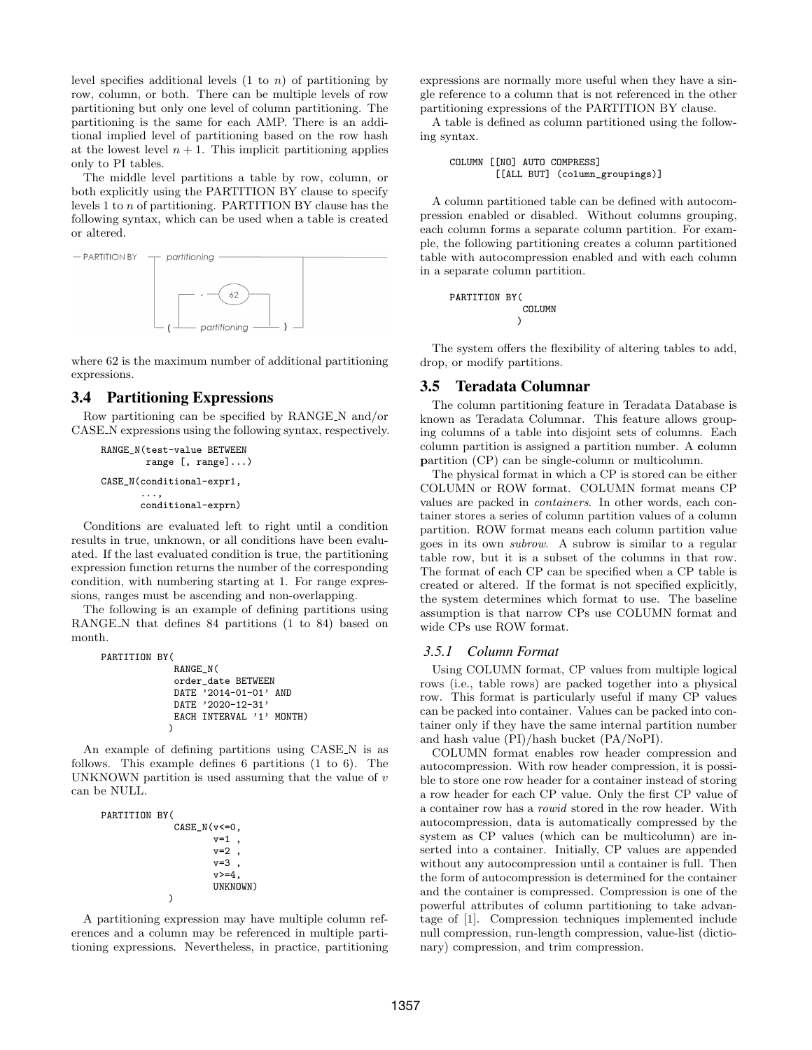level specifies additional levels (1 to $n$) of partitioning by row, column, or both. There can be multiple levels of row partitioning but only one level of column partitioning. The partitioning is the same for each AMP. There is an additional implied level of partitioning based on the row hash at the lowest level $n + 1$. This implicit partitioning applies only to PI tables.

The middle level partitions a table by row, column, or both explicitly using the PARTITION BY clause to specify levels 1 to $n$ of partitioning. PARTITION BY clause has the following syntax, which can be used when a table is created or altered.

```
— PARTITION BY ──┬── partitioning ──────────────────┬──
                 │      ┌── , ── (62) ──┐            │
                 │      ▼               │            │
                 └─ ( ──┴─ partitioning ─┴── ) ──────┘
```

where 62 is the maximum number of additional partitioning expressions.

## 3.4 Partitioning Expressions

Row partitioning can be specified by RANGE_N and/or CASE_N expressions using the following syntax, respectively.

```
RANGE_N(test-value BETWEEN
        range [, range]...)

CASE_N(conditional-expr1,
       ...,
       conditional-exprn)
```

Conditions are evaluated left to right until a condition results in true, unknown, or all conditions have been evaluated. If the last evaluated condition is true, the partitioning expression function returns the number of the corresponding condition, with numbering starting at 1. For range expressions, ranges must be ascending and non-overlapping.

The following is an example of defining partitions using RANGE_N that defines 84 partitions (1 to 84) based on month.

```
PARTITION BY(
            RANGE_N(
            order_date BETWEEN
            DATE '2014-01-01' AND
            DATE '2020-12-31'
            EACH INTERVAL '1' MONTH)
           )
```

An example of defining partitions using CASE_N is as follows. This example defines 6 partitions (1 to 6). The UNKNOWN partition is used assuming that the value of $v$ can be NULL.

```
PARTITION BY(
            CASE_N(v<=0,
                   v=1 ,
                   v=2 ,
                   v=3 ,
                   v>=4,
                   UNKNOWN)
           )
```

A partitioning expression may have multiple column references and a column may be referenced in multiple partitioning expressions. Nevertheless, in practice, partitioning expressions are normally more useful when they have a single reference to a column that is not referenced in the other partitioning expressions of the PARTITION BY clause.

A table is defined as column partitioned using the following syntax.

```
COLUMN [[NO] AUTO COMPRESS]
       [[ALL BUT] (column_groupings)]
```

A column partitioned table can be defined with autocompression enabled or disabled. Without columns grouping, each column forms a separate column partition. For example, the following partitioning creates a column partitioned table with autocompression enabled and with each column in a separate column partition.

```
PARTITION BY(
            COLUMN
           )
```

The system offers the flexibility of altering tables to add, drop, or modify partitions.

## 3.5 Teradata Columnar

The column partitioning feature in Teradata Database is known as Teradata Columnar. This feature allows grouping columns of a table into disjoint sets of columns. Each column partition is assigned a partition number. A **c**olumn **p**artition (CP) can be single-column or multicolumn.

The physical format in which a CP is stored can be either COLUMN or ROW format. COLUMN format means CP values are packed in *containers*. In other words, each container stores a series of column partition values of a column partition. ROW format means each column partition value goes in its own *subrow*. A subrow is similar to a regular table row, but it is a subset of the columns in that row. The format of each CP can be specified when a CP table is created or altered. If the format is not specified explicitly, the system determines which format to use. The baseline assumption is that narrow CPs use COLUMN format and wide CPs use ROW format.

### 3.5.1 Column Format

Using COLUMN format, CP values from multiple logical rows (i.e., table rows) are packed together into a physical row. This format is particularly useful if many CP values can be packed into container. Values can be packed into container only if they have the same internal partition number and hash value (PI)/hash bucket (PA/NoPI).

COLUMN format enables row header compression and autocompression. With row header compression, it is possible to store one row header for a container instead of storing a row header for each CP value. Only the first CP value of a container row has a *rowid* stored in the row header. With autocompression, data is automatically compressed by the system as CP values (which can be multicolumn) are inserted into a container. Initially, CP values are appended without any autocompression until a container is full. Then the form of autocompression is determined for the container and the container is compressed. Compression is one of the powerful attributes of column partitioning to take advantage of [1]. Compression techniques implemented include null compression, run-length compression, value-list (dictionary) compression, and trim compression.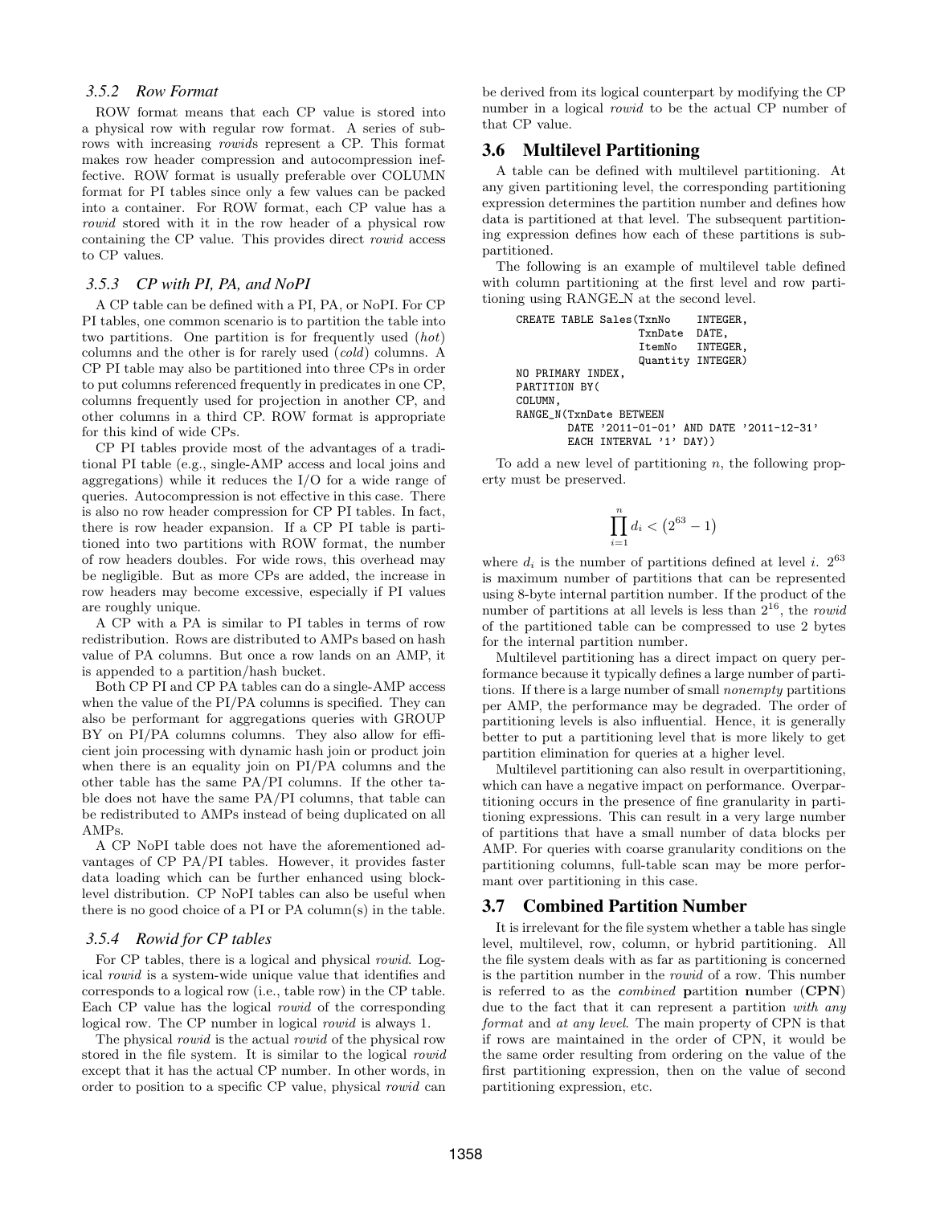### 3.5.2 Row Format

ROW format means that each CP value is stored into a physical row with regular row format. A series of subrows with increasing *rowid*s represent a CP. This format makes row header compression and autocompression ineffective. ROW format is usually preferable over COLUMN format for PI tables since only a few values can be packed into a container. For ROW format, each CP value has a *rowid* stored with it in the row header of a physical row containing the CP value. This provides direct *rowid* access to CP values.

### 3.5.3 CP with PI, PA, and NoPI

A CP table can be defined with a PI, PA, or NoPI. For CP PI tables, one common scenario is to partition the table into two partitions. One partition is for frequently used (*hot*) columns and the other is for rarely used (*cold*) columns. A CP PI table may also be partitioned into three CPs in order to put columns referenced frequently in predicates in one CP, columns frequently used for projection in another CP, and other columns in a third CP. ROW format is appropriate for this kind of wide CPs.

CP PI tables provide most of the advantages of a traditional PI table (e.g., single-AMP access and local joins and aggregations) while it reduces the I/O for a wide range of queries. Autocompression is not effective in this case. There is also no row header compression for CP PI tables. In fact, there is row header expansion. If a CP PI table is partitioned into two partitions with ROW format, the number of row headers doubles. For wide rows, this overhead may be negligible. But as more CPs are added, the increase in row headers may become excessive, especially if PI values are roughly unique.

A CP with a PA is similar to PI tables in terms of row redistribution. Rows are distributed to AMPs based on hash value of PA columns. But once a row lands on an AMP, it is appended to a partition/hash bucket.

Both CP PI and CP PA tables can do a single-AMP access when the value of the PI/PA columns is specified. They can also be performant for aggregations queries with GROUP BY on PI/PA columns columns. They also allow for efficient join processing with dynamic hash join or product join when there is an equality join on PI/PA columns and the other table has the same PA/PI columns. If the other table does not have the same PA/PI columns, that table can be redistributed to AMPs instead of being duplicated on all AMPs.

A CP NoPI table does not have the aforementioned advantages of CP PA/PI tables. However, it provides faster data loading which can be further enhanced using block-level distribution. CP NoPI tables can also be useful when there is no good choice of a PI or PA column(s) in the table.

### 3.5.4 Rowid for CP tables

For CP tables, there is a logical and physical *rowid*. Logical *rowid* is a system-wide unique value that identifies and corresponds to a logical row (i.e., table row) in the CP table. Each CP value has the logical *rowid* of the corresponding logical row. The CP number in logical *rowid* is always 1.

The physical *rowid* is the actual *rowid* of the physical row stored in the file system. It is similar to the logical *rowid* except that it has the actual CP number. In other words, in order to position to a specific CP value, physical *rowid* can be derived from its logical counterpart by modifying the CP number in a logical *rowid* to be the actual CP number of that CP value.

## 3.6 Multilevel Partitioning

A table can be defined with multilevel partitioning. At any given partitioning level, the corresponding partitioning expression determines the partition number and defines how data is partitioned at that level. The subsequent partitioning expression defines how each of these partitions is subpartitioned.

The following is an example of multilevel table defined with column partitioning at the first level and row partitioning using RANGE_N at the second level.

```
CREATE TABLE Sales(TxnNo    INTEGER,
                   TxnDate  DATE,
                   ItemNo   INTEGER,
                   Quantity INTEGER)
NO PRIMARY INDEX,
PARTITION BY(
COLUMN,
RANGE_N(TxnDate BETWEEN
        DATE '2011-01-01' AND DATE '2011-12-31'
        EACH INTERVAL '1' DAY))
```

To add a new level of partitioning $n$, the following property must be preserved.

$$\prod_{i=1}^{n} d_i < (2^{63} - 1)$$

where $d_i$ is the number of partitions defined at level $i$. $2^{63}$ is maximum number of partitions that can be represented using 8-byte internal partition number. If the product of the number of partitions at all levels is less than $2^{16}$, the *rowid* of the partitioned table can be compressed to use 2 bytes for the internal partition number.

Multilevel partitioning has a direct impact on query performance because it typically defines a large number of partitions. If there is a large number of small *nonempty* partitions per AMP, the performance may be degraded. The order of partitioning levels is also influential. Hence, it is generally better to put a partitioning level that is more likely to get partition elimination for queries at a higher level.

Multilevel partitioning can also result in overpartitioning, which can have a negative impact on performance. Overpartitioning occurs in the presence of fine granularity in partitioning expressions. This can result in a very large number of partitions that have a small number of data blocks per AMP. For queries with coarse granularity conditions on the partitioning columns, full-table scan may be more performant over partitioning in this case.

## 3.7 Combined Partition Number

It is irrelevant for the file system whether a table has single level, multilevel, row, column, or hybrid partitioning. All the file system deals with as far as partitioning is concerned is the partition number in the *rowid* of a row. This number is referred to as the ***c**ombined* **p**artition **n**umber (**CPN**) due to the fact that it can represent a partition *with any format* and *at any level*. The main property of CPN is that if rows are maintained in the order of CPN, it would be the same order resulting from ordering on the value of the first partitioning expression, then on the value of second partitioning expression, etc.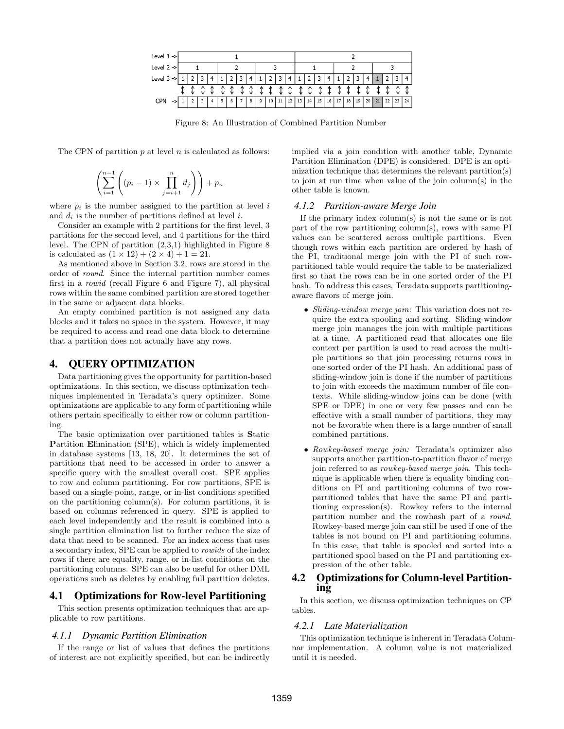| Level 1 -> | 1 | | | | | | | | | | | | 2 | | | | | | | | | | | |
|---|---|---|---|---|---|---|---|---|---|---|---|---|---|---|---|---|---|---|---|---|---|---|---|---|
| Level 2 -> | 1 | | | | 2 | | | | 3 | | | | 1 | | | | 2 | | | | 3 | | | |
| Level 3 -> | 1 | 2 | 3 | 4 | 1 | 2 | 3 | 4 | 1 | 2 | 3 | 4 | 1 | 2 | 3 | 4 | 1 | 2 | 3 | 4 | 1 | 2 | 3 | 4 |
| | ↕ | ↕ | ↕ | ↕ | ↕ | ↕ | ↕ | ↕ | ↕ | ↕ | ↕ | ↕ | ↕ | ↕ | ↕ | ↕ | ↕ | ↕ | ↕ | ↕ | ↕ | ↕ | ↕ | ↕ |
| CPN -> | 1 | 2 | 3 | 4 | 5 | 6 | 7 | 8 | 9 | 10 | 11 | 12 | 13 | 14 | 15 | 16 | 17 | 18 | 19 | 20 | 21 | 22 | 23 | 24 |

Figure 8: An Illustration of Combined Partition Number

The CPN of partition $p$ at level $n$ is calculated as follows:

$$\left(\sum_{i=1}^{n-1}\left((p_i - 1) \times \prod_{j=i+1}^{n} d_j\right)\right) + p_n$$

where $p_i$ is the number assigned to the partition at level $i$ and $d_i$ is the number of partitions defined at level $i$.

Consider an example with 2 partitions for the first level, 3 partitions for the second level, and 4 partitions for the third level. The CPN of partition (2,3,1) highlighted in Figure 8 is calculated as $(1 \times 12) + (2 \times 4) + 1 = 21$.

As mentioned above in Section 3.2, rows are stored in the order of *rowid*. Since the internal partition number comes first in a *rowid* (recall Figure 6 and Figure 7), all physical rows within the same combined partition are stored together in the same or adjacent data blocks.

An empty combined partition is not assigned any data blocks and it takes no space in the system. However, it may be required to access and read one data block to determine that a partition does not actually have any rows.

# 4. QUERY OPTIMIZATION

Data partitioning gives the opportunity for partition-based optimizations. In this section, we discuss optimization techniques implemented in Teradata's query optimizer. Some optimizations are applicable to any form of partitioning while others pertain specifically to either row or column partitioning.

The basic optimization over partitioned tables is **S**tatic **P**artition **E**limination (SPE), which is widely implemented in database systems [13, 18, 20]. It determines the set of partitions that need to be accessed in order to answer a specific query with the smallest overall cost. SPE applies to row and column partitioning. For row partitions, SPE is based on a single-point, range, or in-list conditions specified on the partitioning column(s). For column partitions, it is based on columns referenced in query. SPE is applied to each level independently and the result is combined into a single partition elimination list to further reduce the size of data that need to be scanned. For an index access that uses a secondary index, SPE can be applied to *rowids* of the index rows if there are equality, range, or in-list conditions on the partitioning columns. SPE can also be useful for other DML operations such as deletes by enabling full partition deletes.

## 4.1 Optimizations for Row-level Partitioning

This section presents optimization techniques that are applicable to row partitions.

### 4.1.1 Dynamic Partition Elimination

If the range or list of values that defines the partitions of interest are not explicitly specified, but can be indirectly implied via a join condition with another table, Dynamic Partition Elimination (DPE) is considered. DPE is an optimization technique that determines the relevant partition(s) to join at run time when value of the join column(s) in the other table is known.

### 4.1.2 Partition-aware Merge Join

If the primary index column(s) is not the same or is not part of the row partitioning column(s), rows with same PI values can be scattered across multiple partitions. Even though rows within each partition are ordered by hash of the PI, traditional merge join with the PI of such row-partitioned table would require the table to be materialized first so that the rows can be in one sorted order of the PI hash. To address this cases, Teradata supports partitioning-aware flavors of merge join.

- *Sliding-window merge join:* This variation does not require the extra spooling and sorting. Sliding-window merge join manages the join with multiple partitions at a time. A partitioned read that allocates one file context per partition is used to read across the multiple partitions so that join processing returns rows in one sorted order of the PI hash. An additional pass of sliding-window join is done if the number of partitions to join with exceeds the maximum number of file contexts. While sliding-window joins can be done (with SPE or DPE) in one or very few passes and can be effective with a small number of partitions, they may not be favorable when there is a large number of small combined partitions.

- *Rowkey-based merge join:* Teradata's optimizer also supports another partition-to-partition flavor of merge join referred to as *rowkey-based merge join*. This technique is applicable when there is equality binding conditions on PI and partitioning columns of two row-partitioned tables that have the same PI and partitioning expression(s). Rowkey refers to the internal partition number and the rowhash part of a *rowid*. Rowkey-based merge join can still be used if one of the tables is not bound on PI and partitioning columns. In this case, that table is spooled and sorted into a partitioned spool based on the PI and partitioning expression of the other table.

## 4.2 Optimizations for Column-level Partitioning

In this section, we discuss optimization techniques on CP tables.

### 4.2.1 Late Materialization

This optimization technique is inherent in Teradata Columnar implementation. A column value is not materialized until it is needed.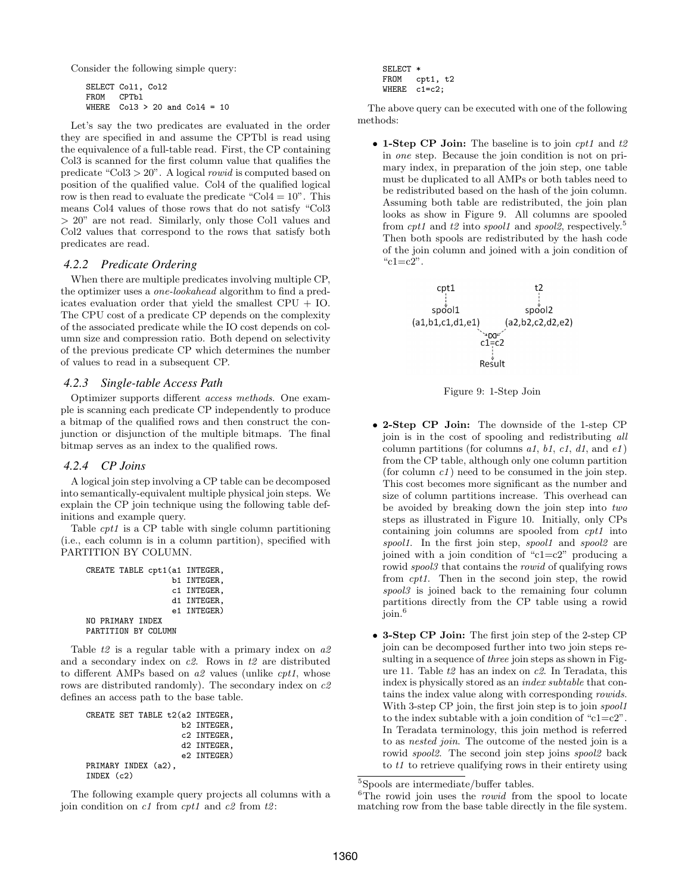Consider the following simple query:

```
SELECT Col1, Col2
FROM   CPTbl
WHERE  Col3 > 20 and Col4 = 10
```

Let's say the two predicates are evaluated in the order they are specified in and assume the CPTbl is read using the equivalence of a full-table read. First, the CP containing Col3 is scanned for the first column value that qualifies the predicate "Col3 > 20". A logical *rowid* is computed based on position of the qualified value. Col4 of the qualified logical row is then read to evaluate the predicate "Col4 = 10". This means Col4 values of those rows that do not satisfy "Col3 > 20" are not read. Similarly, only those Col1 values and Col2 values that correspond to the rows that satisfy both predicates are read.

### 4.2.2 Predicate Ordering

When there are multiple predicates involving multiple CP, the optimizer uses a *one-lookahead* algorithm to find a predicates evaluation order that yield the smallest CPU + IO. The CPU cost of a predicate CP depends on the complexity of the associated predicate while the IO cost depends on column size and compression ratio. Both depend on selectivity of the previous predicate CP which determines the number of values to read in a subsequent CP.

### 4.2.3 Single-table Access Path

Optimizer supports different *access methods*. One example is scanning each predicate CP independently to produce a bitmap of the qualified rows and then construct the conjunction or disjunction of the multiple bitmaps. The final bitmap serves as an index to the qualified rows.

### 4.2.4 CP Joins

A logical join step involving a CP table can be decomposed into semantically-equivalent multiple physical join steps. We explain the CP join technique using the following table definitions and example query.

Table *cpt1* is a CP table with single column partitioning (i.e., each column is in a column partition), specified with PARTITION BY COLUMN.

```
CREATE TABLE cpt1(a1 INTEGER,
                  b1 INTEGER,
                  c1 INTEGER,
                  d1 INTEGER,
                  e1 INTEGER)
NO PRIMARY INDEX
PARTITION BY COLUMN
```

Table *t2* is a regular table with a primary index on *a2* and a secondary index on *c2*. Rows in *t2* are distributed to different AMPs based on *a2* values (unlike *cpt1*, whose rows are distributed randomly). The secondary index on *c2* defines an access path to the base table.

```
CREATE SET TABLE t2(a2 INTEGER,
                    b2 INTEGER,
                    c2 INTEGER,
                    d2 INTEGER,
                    e2 INTEGER)
PRIMARY INDEX (a2),
INDEX (c2)
```

The following example query projects all columns with a join condition on *c1* from *cpt1* and *c2* from *t2*:

```
SELECT *
FROM   cpt1, t2
WHERE  c1=c2;
```

The above query can be executed with one of the following methods:

- **1-Step CP Join:** The baseline is to join *cpt1* and *t2* in *one* step. Because the join condition is not on primary index, in preparation of the join step, one table must be duplicated to all AMPs or both tables need to be redistributed based on the hash of the join column. Assuming both table are redistributed, the join plan looks as show in Figure 9. All columns are spooled from *cpt1* and *t2* into *spool1* and *spool2*, respectively.[5] Then both spools are redistributed by the hash code of the join column and joined with a join condition of "c1=c2".

Figure 9: 1-Step Join

- **2-Step CP Join:** The downside of the 1-step CP join is in the cost of spooling and redistributing *all* column partitions (for columns *a1*, *b1*, *c1*, *d1*, and *e1*) from the CP table, although only one column partition (for column *c1*) need to be consumed in the join step. This cost becomes more significant as the number and size of column partitions increase. This overhead can be avoided by breaking down the join step into *two* steps as illustrated in Figure 10. Initially, only CPs containing join columns are spooled from *cpt1* into *spool1*. In the first join step, *spool1* and *spool2* are joined with a join condition of "c1=c2" producing a rowid *spool3* that contains the *rowid* of qualifying rows from *cpt1*. Then in the second join step, the rowid *spool3* is joined back to the remaining four column partitions directly from the CP table using a rowid join.[6]

- **3-Step CP Join:** The first join step of the 2-step CP join can be decomposed further into two join steps resulting in a sequence of *three* join steps as shown in Figure 11. Table *t2* has an index on *c2*. In Teradata, this index is physically stored as an *index subtable* that contains the index value along with corresponding *rowids*. With 3-step CP join, the first join step is to join *spool1* to the index subtable with a join condition of "c1=c2". In Teradata terminology, this join method is referred to as *nested join*. The outcome of the nested join is a rowid *spool2*. The second join step joins *spool2* back to *t1* to retrieve qualifying rows in their entirety using

[5] Spools are intermediate/buffer tables.

[6] The rowid join uses the *rowid* from the spool to locate matching row from the base table directly in the file system.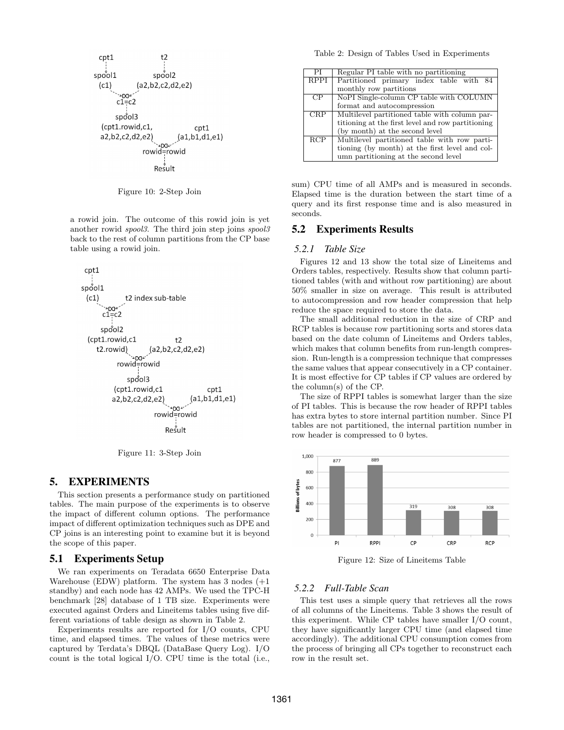Figure 10: 2-Step Join

a rowid join. The outcome of this rowid join is yet another rowid *spool3*. The third join step joins *spool3* back to the rest of column partitions from the CP base table using a rowid join.

Figure 11: 3-Step Join

# 5. EXPERIMENTS

This section presents a performance study on partitioned tables. The main purpose of the experiments is to observe the impact of different column options. The performance impact of different optimization techniques such as DPE and CP joins is an interesting point to examine but it is beyond the scope of this paper.

## 5.1 Experiments Setup

We ran experiments on Teradata 6650 Enterprise Data Warehouse (EDW) platform. The system has 3 nodes (+1 standby) and each node has 42 AMPs. We used the TPC-H benchmark [28] database of 1 TB size. Experiments were executed against Orders and Lineitems tables using five different variations of table design as shown in Table 2.

Experiments results are reported for I/O counts, CPU time, and elapsed times. The values of these metrics were captured by Terdata's DBQL (DataBase Query Log). I/O count is the total logical I/O. CPU time is the total (i.e., sum) CPU time of all AMPs and is measured in seconds. Elapsed time is the duration between the start time of a query and its first response time and is also measured in seconds.

Table 2: Design of Tables Used in Experiments

| | |
|---|---|
| PI | Regular PI table with no partitioning |
| RPPI | Partitioned primary index table with 84 monthly row partitions |
| CP | NoPI Single-column CP table with COLUMN format and autocompression |
| CRP | Multilevel partitioned table with column partitioning at the first level and row partitioning (by month) at the second level |
| RCP | Multilevel partitioned table with row partitioning (by month) at the first level and column partitioning at the second level |

## 5.2 Experiments Results

### 5.2.1 Table Size

Figures 12 and 13 show the total size of Lineitems and Orders tables, respectively. Results show that column partitioned tables (with and without row partitioning) are about 50% smaller in size on average. This result is attributed to autocompression and row header compression that help reduce the space required to store the data.

The small additional reduction in the size of CRP and RCP tables is because row partitioning sorts and stores data based on the date column of Lineitems and Orders tables, which makes that column benefits from run-length compression. Run-length is a compression technique that compresses the same values that appear consecutively in a CP container. It is most effective for CP tables if CP values are ordered by the column(s) of the CP.

The size of RPPI tables is somewhat larger than the size of PI tables. This is because the row header of RPPI tables has extra bytes to store internal partition number. Since PI tables are not partitioned, the internal partition number in row header is compressed to 0 bytes.

| Table | Billions of bytes |
|---|---|
| PI | 877 |
| RPPI | 889 |
| CP | 319 |
| CRP | 308 |
| RCP | 308 |

Figure 12: Size of Lineitems Table

### 5.2.2 Full-Table Scan

This test uses a simple query that retrieves all the rows of all columns of the Lineitems. Table 3 shows the result of this experiment. While CP tables have smaller I/O count, they have significantly larger CPU time (and elapsed time accordingly). The additional CPU consumption comes from the process of bringing all CPs together to reconstruct each row in the result set.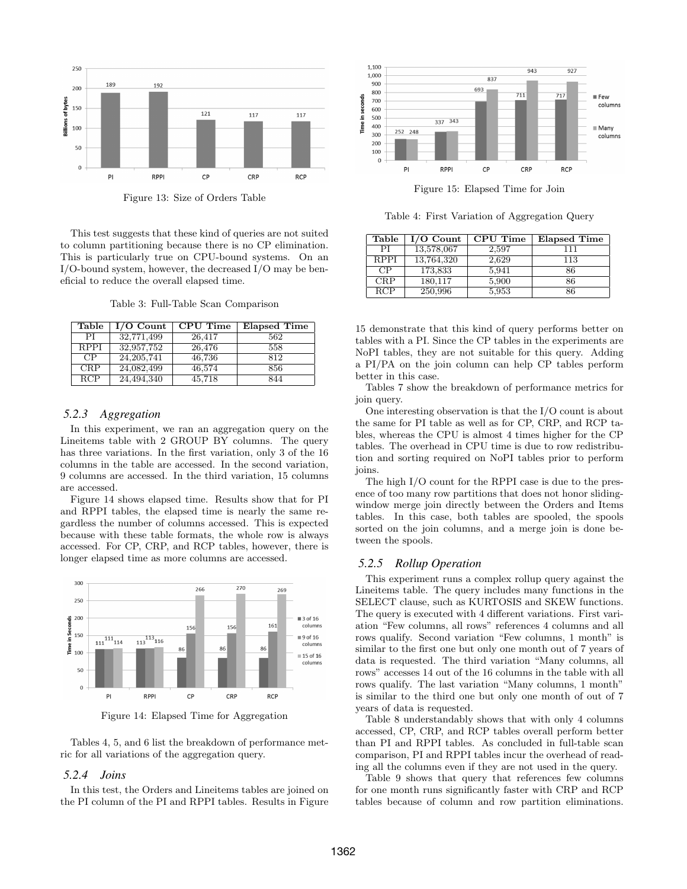Figure 13: Size of Orders Table

This test suggests that these kind of queries are not suited to column partitioning because there is no CP elimination. This is particularly true on CPU-bound systems. On an I/O-bound system, however, the decreased I/O may be beneficial to reduce the overall elapsed time.

Table 3: Full-Table Scan Comparison

| Table | I/O Count | CPU Time | Elapsed Time |
|---|---|---|---|
| PI | 32,771,499 | 26,417 | 562 |
| RPPI | 32,957,752 | 26,476 | 558 |
| CP | 24,205,741 | 46,736 | 812 |
| CRP | 24,082,499 | 46,574 | 856 |
| RCP | 24,494,340 | 45,718 | 844 |

### 5.2.3 Aggregation

In this experiment, we ran an aggregation query on the Lineitems table with 2 GROUP BY columns. The query has three variations. In the first variation, only 3 of the 16 columns in the table are accessed. In the second variation, 9 columns are accessed. In the third variation, 15 columns are accessed.

Figure 14 shows elapsed time. Results show that for PI and RPPI tables, the elapsed time is nearly the same regardless the number of columns accessed. This is expected because with these table formats, the whole row is always accessed. For CP, CRP, and RCP tables, however, there is longer elapsed time as more columns are accessed.

Figure 14: Elapsed Time for Aggregation

Tables 4, 5, and 6 list the breakdown of performance metric for all variations of the aggregation query.

### 5.2.4 Joins

In this test, the Orders and Lineitems tables are joined on the PI column of the PI and RPPI tables. Results in Figure 15 demonstrate that this kind of query performs better on tables with a PI. Since the CP tables in the experiments are NoPI tables, they are not suitable for this query. Adding a PI/PA on the join column can help CP tables perform better in this case.

Figure 15: Elapsed Time for Join

Table 4: First Variation of Aggregation Query

| Table | I/O Count | CPU Time | Elapsed Time |
|---|---|---|---|
| PI | 13,578,067 | 2,597 | 111 |
| RPPI | 13,764,320 | 2,629 | 113 |
| CP | 173,833 | 5,941 | 86 |
| CRP | 180,117 | 5,900 | 86 |
| RCP | 250,996 | 5,953 | 86 |

Tables 7 show the breakdown of performance metrics for join query.

One interesting observation is that the I/O count is about the same for PI table as well as for CP, CRP, and RCP tables, whereas the CPU is almost 4 times higher for the CP tables. The overhead in CPU time is due to row redistribution and sorting required on NoPI tables prior to perform joins.

The high I/O count for the RPPI case is due to the presence of too many row partitions that does not honor sliding-window merge join directly between the Orders and Items tables. In this case, both tables are spooled, the spools sorted on the join columns, and a merge join is done between the spools.

### 5.2.5 Rollup Operation

This experiment runs a complex rollup query against the Lineitems table. The query includes many functions in the SELECT clause, such as KURTOSIS and SKEW functions. The query is executed with 4 different variations. First variation "Few columns, all rows" references 4 columns and all rows qualify. Second variation "Few columns, 1 month" is similar to the first one but only one month out of 7 years of data is requested. The third variation "Many columns, all rows" accesses 14 out of the 16 columns in the table with all rows qualify. The last variation "Many columns, 1 month" is similar to the third one but only one month of out of 7 years of data is requested.

Table 8 understandably shows that with only 4 columns accessed, CP, CRP, and RCP tables overall perform better than PI and RPPI tables. As concluded in full-table scan comparison, PI and RPPI tables incur the overhead of reading all the columns even if they are not used in the query.

Table 9 shows that query that references few columns for one month runs significantly faster with CRP and RCP tables because of column and row partition eliminations.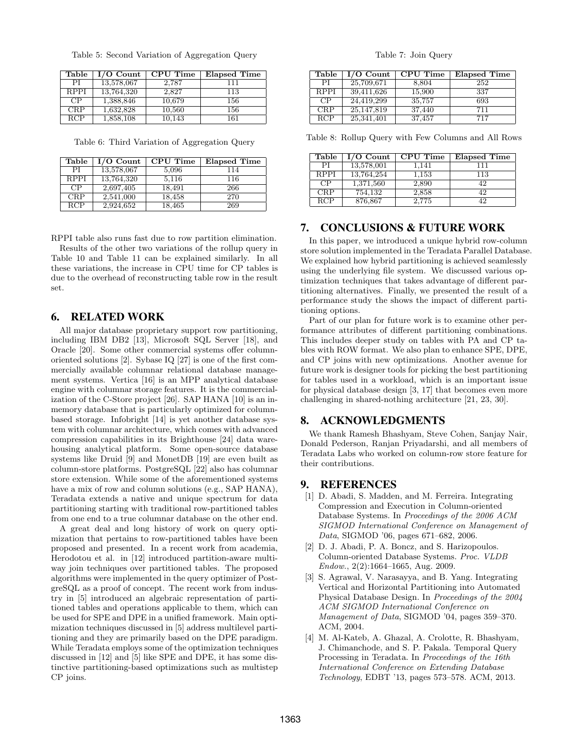Table 5: Second Variation of Aggregation Query

| Table | I/O Count | CPU Time | Elapsed Time |
|---|---|---|---|
| PI | 13,578,067 | 2,787 | 111 |
| RPPI | 13,764,320 | 2,827 | 113 |
| CP | 1,388,846 | 10,679 | 156 |
| CRP | 1,632,828 | 10,560 | 156 |
| RCP | 1,858,108 | 10,143 | 161 |

Table 6: Third Variation of Aggregation Query

| Table | I/O Count | CPU Time | Elapsed Time |
|---|---|---|---|
| PI | 13,578,067 | 5,096 | 114 |
| RPPI | 13,764,320 | 5,116 | 116 |
| CP | 2,697,405 | 18,491 | 266 |
| CRP | 2,541,000 | 18,458 | 270 |
| RCP | 2,924,652 | 18,465 | 269 |

RPPI table also runs fast due to row partition elimination.

Results of the other two variations of the rollup query in Table 10 and Table 11 can be explained similarly. In all these variations, the increase in CPU time for CP tables is due to the overhead of reconstructing table row in the result set.

## 6. RELATED WORK

All major database proprietary support row partitioning, including IBM DB2 [13], Microsoft SQL Server [18], and Oracle [20]. Some other commercial systems offer column-oriented solutions [2]. Sybase IQ [27] is one of the first commercially available columnar relational database management systems. Vertica [16] is an MPP analytical database engine with columnar storage features. It is the commercialization of the C-Store project [26]. SAP HANA [10] is an in-memory database that is particularly optimized for column-based storage. Infobright [14] is yet another database system with columnar architecture, which comes with advanced compression capabilities in its Brighthouse [24] data warehousing analytical platform. Some open-source database systems like Druid [9] and MonetDB [19] are even built as column-store platforms. PostgreSQL [22] also has columnar store extension. While some of the aforementioned systems have a mix of row and column solutions (e.g., SAP HANA), Teradata extends a native and unique spectrum for data partitioning starting with traditional row-partitioned tables from one end to a true columnar database on the other end.

A great deal and long history of work on query optimization that pertains to row-partitioned tables have been proposed and presented. In a recent work from academia, Herodotou et al. in [12] introduced partition-aware multi-way join techniques over partitioned tables. The proposed algorithms were implemented in the query optimizer of PostgreSQL as a proof of concept. The recent work from industry in [5] introduced an algebraic representation of partitioned tables and operations applicable to them, which can be used for SPE and DPE in a unified framework. Main optimization techniques discussed in [5] address multilevel partitioning and they are primarily based on the DPE paradigm. While Teradata employs some of the optimization techniques discussed in [12] and [5] like SPE and DPE, it has some distinctive partitioning-based optimizations such as multistep CP joins.

Table 7: Join Query

| Table | I/O Count | CPU Time | Elapsed Time |
|---|---|---|---|
| PI | 25,709,671 | 8,804 | 252 |
| RPPI | 39,411,626 | 15,900 | 337 |
| CP | 24,419,299 | 35,757 | 693 |
| CRP | 25,147,819 | 37,440 | 711 |
| RCP | 25,341,401 | 37,457 | 717 |

Table 8: Rollup Query with Few Columns and All Rows

| Table | I/O Count | CPU Time | Elapsed Time |
|---|---|---|---|
| PI | 13,578,001 | 1,141 | 111 |
| RPPI | 13,764,254 | 1,153 | 113 |
| CP | 1,371,560 | 2,890 | 42 |
| CRP | 754,132 | 2,858 | 42 |
| RCP | 876,867 | 2,775 | 42 |

## 7. CONCLUSIONS & FUTURE WORK

In this paper, we introduced a unique hybrid row-column store solution implemented in the Teradata Parallel Database. We explained how hybrid partitioning is achieved seamlessly using the underlying file system. We discussed various optimization techniques that takes advantage of different partitioning alternatives. Finally, we presented the result of a performance study the shows the impact of different partitioning options.

Part of our plan for future work is to examine other performance attributes of different partitioning combinations. This includes deeper study on tables with PA and CP tables with ROW format. We also plan to enhance SPE, DPE, and CP joins with new optimizations. Another avenue for future work is designer tools for picking the best partitioning for tables used in a workload, which is an important issue for physical database design [3, 17] that becomes even more challenging in shared-nothing architecture [21, 23, 30].

## 8. ACKNOWLEDGMENTS

We thank Ramesh Bhashyam, Steve Cohen, Sanjay Nair, Donald Pederson, Ranjan Priyadarshi, and all members of Teradata Labs who worked on column-row store feature for their contributions.

## 9. REFERENCES

[1] D. Abadi, S. Madden, and M. Ferreira. Integrating Compression and Execution in Column-oriented Database Systems. In *Proceedings of the 2006 ACM SIGMOD International Conference on Management of Data*, SIGMOD '06, pages 671–682, 2006.

[2] D. J. Abadi, P. A. Boncz, and S. Harizopoulos. Column-oriented Database Systems. *Proc. VLDB Endow.*, 2(2):1664–1665, Aug. 2009.

[3] S. Agrawal, V. Narasayya, and B. Yang. Integrating Vertical and Horizontal Partitioning into Automated Physical Database Design. In *Proceedings of the 2004 ACM SIGMOD International Conference on Management of Data*, SIGMOD '04, pages 359–370. ACM, 2004.

[4] M. Al-Kateb, A. Ghazal, A. Crolotte, R. Bhashyam, J. Chimanchode, and S. P. Pakala. Temporal Query Processing in Teradata. In *Proceedings of the 16th International Conference on Extending Database Technology*, EDBT '13, pages 573–578. ACM, 2013.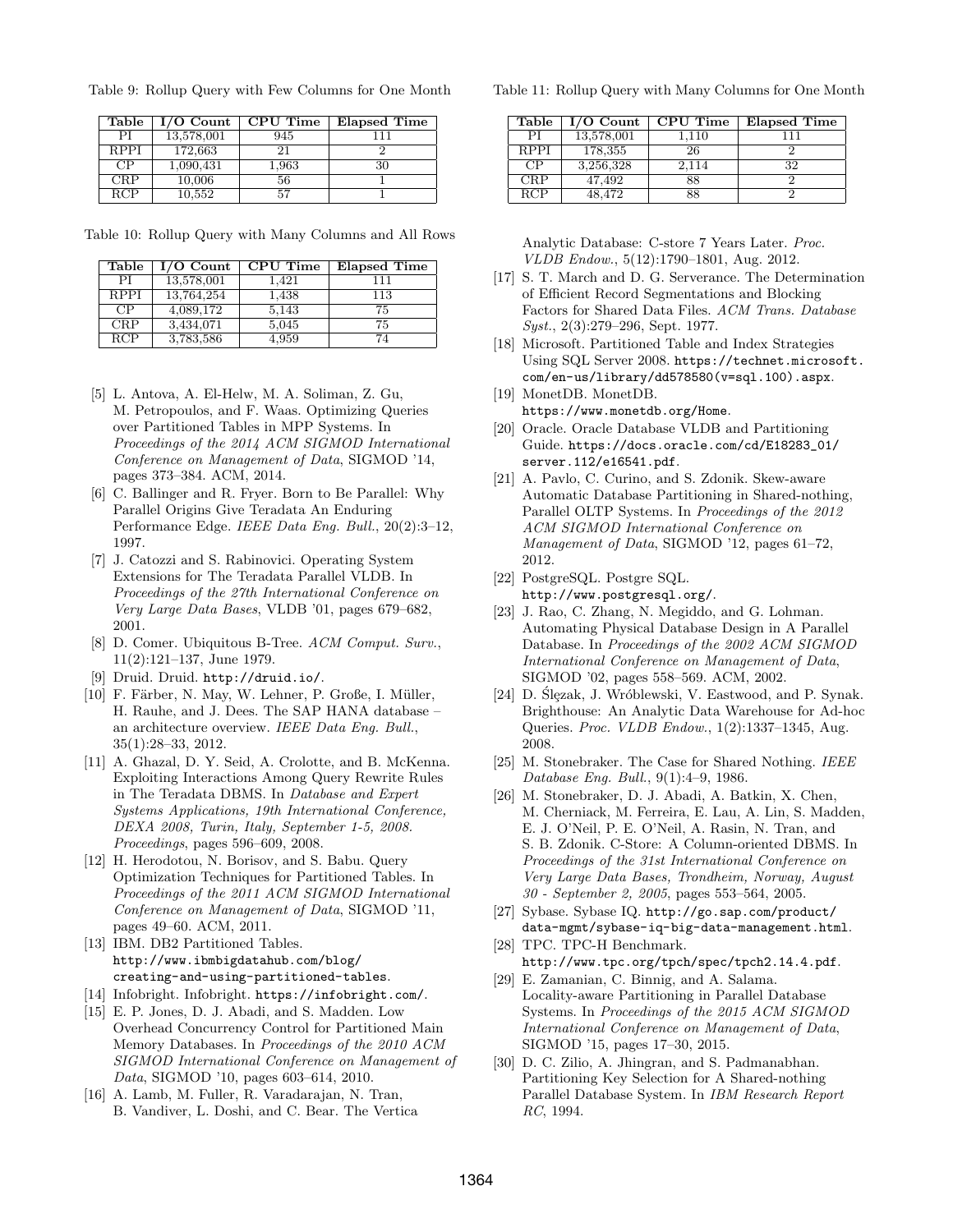Table 9: Rollup Query with Few Columns for One Month

| Table | I/O Count | CPU Time | Elapsed Time |
|---|---|---|---|
| PI | 13,578,001 | 945 | 111 |
| RPPI | 172,663 | 21 | 2 |
| CP | 1,090,431 | 1,963 | 30 |
| CRP | 10,006 | 56 | 1 |
| RCP | 10,552 | 57 | 1 |

Table 10: Rollup Query with Many Columns and All Rows

| Table | I/O Count | CPU Time | Elapsed Time |
|---|---|---|---|
| PI | 13,578,001 | 1,421 | 111 |
| RPPI | 13,764,254 | 1,438 | 113 |
| CP | 4,089,172 | 5,143 | 75 |
| CRP | 3,434,071 | 5,045 | 75 |
| RCP | 3,783,586 | 4,959 | 74 |

Table 11: Rollup Query with Many Columns for One Month

| Table | I/O Count | CPU Time | Elapsed Time |
|---|---|---|---|
| PI | 13,578,001 | 1,110 | 111 |
| RPPI | 178,355 | 26 | 2 |
| CP | 3,256,328 | 2,114 | 32 |
| CRP | 47,492 | 88 | 2 |
| RCP | 48,472 | 88 | 2 |

[5] L. Antova, A. El-Helw, M. A. Soliman, Z. Gu, M. Petropoulos, and F. Waas. Optimizing Queries over Partitioned Tables in MPP Systems. In *Proceedings of the 2014 ACM SIGMOD International Conference on Management of Data*, SIGMOD '14, pages 373–384. ACM, 2014.

[6] C. Ballinger and R. Fryer. Born to Be Parallel: Why Parallel Origins Give Teradata An Enduring Performance Edge. *IEEE Data Eng. Bull.*, 20(2):3–12, 1997.

[7] J. Catozzi and S. Rabinovici. Operating System Extensions for The Teradata Parallel VLDB. In *Proceedings of the 27th International Conference on Very Large Data Bases*, VLDB '01, pages 679–682, 2001.

[8] D. Comer. Ubiquitous B-Tree. *ACM Comput. Surv.*, 11(2):121–137, June 1979.

[9] Druid. Druid. http://druid.io/.

[10] F. Färber, N. May, W. Lehner, P. Große, I. Müller, H. Rauhe, and J. Dees. The SAP HANA database – an architecture overview. *IEEE Data Eng. Bull.*, 35(1):28–33, 2012.

[11] A. Ghazal, D. Y. Seid, A. Crolotte, and B. McKenna. Exploiting Interactions Among Query Rewrite Rules in The Teradata DBMS. In *Database and Expert Systems Applications, 19th International Conference, DEXA 2008, Turin, Italy, September 1-5, 2008. Proceedings*, pages 596–609, 2008.

[12] H. Herodotou, N. Borisov, and S. Babu. Query Optimization Techniques for Partitioned Tables. In *Proceedings of the 2011 ACM SIGMOD International Conference on Management of Data*, SIGMOD '11, pages 49–60. ACM, 2011.

[13] IBM. DB2 Partitioned Tables. http://www.ibmbigdatahub.com/blog/creating-and-using-partitioned-tables.

[14] Infobright. Infobright. https://infobright.com/.

[15] E. P. Jones, D. J. Abadi, and S. Madden. Low Overhead Concurrency Control for Partitioned Main Memory Databases. In *Proceedings of the 2010 ACM SIGMOD International Conference on Management of Data*, SIGMOD '10, pages 603–614, 2010.

[16] A. Lamb, M. Fuller, R. Varadarajan, N. Tran, B. Vandiver, L. Doshi, and C. Bear. The Vertica Analytic Database: C-store 7 Years Later. *Proc. VLDB Endow.*, 5(12):1790–1801, Aug. 2012.

[17] S. T. March and D. G. Serverance. The Determination of Efficient Record Segmentations and Blocking Factors for Shared Data Files. *ACM Trans. Database Syst.*, 2(3):279–296, Sept. 1977.

[18] Microsoft. Partitioned Table and Index Strategies Using SQL Server 2008. https://technet.microsoft.com/en-us/library/dd578580(v=sql.100).aspx.

[19] MonetDB. MonetDB. https://www.monetdb.org/Home.

[20] Oracle. Oracle Database VLDB and Partitioning Guide. https://docs.oracle.com/cd/E18283_01/server.112/e16541.pdf.

[21] A. Pavlo, C. Curino, and S. Zdonik. Skew-aware Automatic Database Partitioning in Shared-nothing, Parallel OLTP Systems. In *Proceedings of the 2012 ACM SIGMOD International Conference on Management of Data*, SIGMOD '12, pages 61–72, 2012.

[22] PostgreSQL. Postgre SQL. http://www.postgresql.org/.

[23] J. Rao, C. Zhang, N. Megiddo, and G. Lohman. Automating Physical Database Design in A Parallel Database. In *Proceedings of the 2002 ACM SIGMOD International Conference on Management of Data*, SIGMOD '02, pages 558–569. ACM, 2002.

[24] D. Ślęzak, J. Wróblewski, V. Eastwood, and P. Synak. Brighthouse: An Analytic Data Warehouse for Ad-hoc Queries. *Proc. VLDB Endow.*, 1(2):1337–1345, Aug. 2008.

[25] M. Stonebraker. The Case for Shared Nothing. *IEEE Database Eng. Bull.*, 9(1):4–9, 1986.

[26] M. Stonebraker, D. J. Abadi, A. Batkin, X. Chen, M. Cherniack, M. Ferreira, E. Lau, A. Lin, S. Madden, E. J. O'Neil, P. E. O'Neil, A. Rasin, N. Tran, and S. B. Zdonik. C-Store: A Column-oriented DBMS. In *Proceedings of the 31st International Conference on Very Large Data Bases, Trondheim, Norway, August 30 - September 2, 2005*, pages 553–564, 2005.

[27] Sybase. Sybase IQ. http://go.sap.com/product/data-mgmt/sybase-iq-big-data-management.html.

[28] TPC. TPC-H Benchmark. http://www.tpc.org/tpch/spec/tpch2.14.4.pdf.

[29] E. Zamanian, C. Binnig, and A. Salama. Locality-aware Partitioning in Parallel Database Systems. In *Proceedings of the 2015 ACM SIGMOD International Conference on Management of Data*, SIGMOD '15, pages 17–30, 2015.

[30] D. C. Zilio, A. Jhingran, and S. Padmanabhan. Partitioning Key Selection for A Shared-nothing Parallel Database System. In *IBM Research Report RC*, 1994.